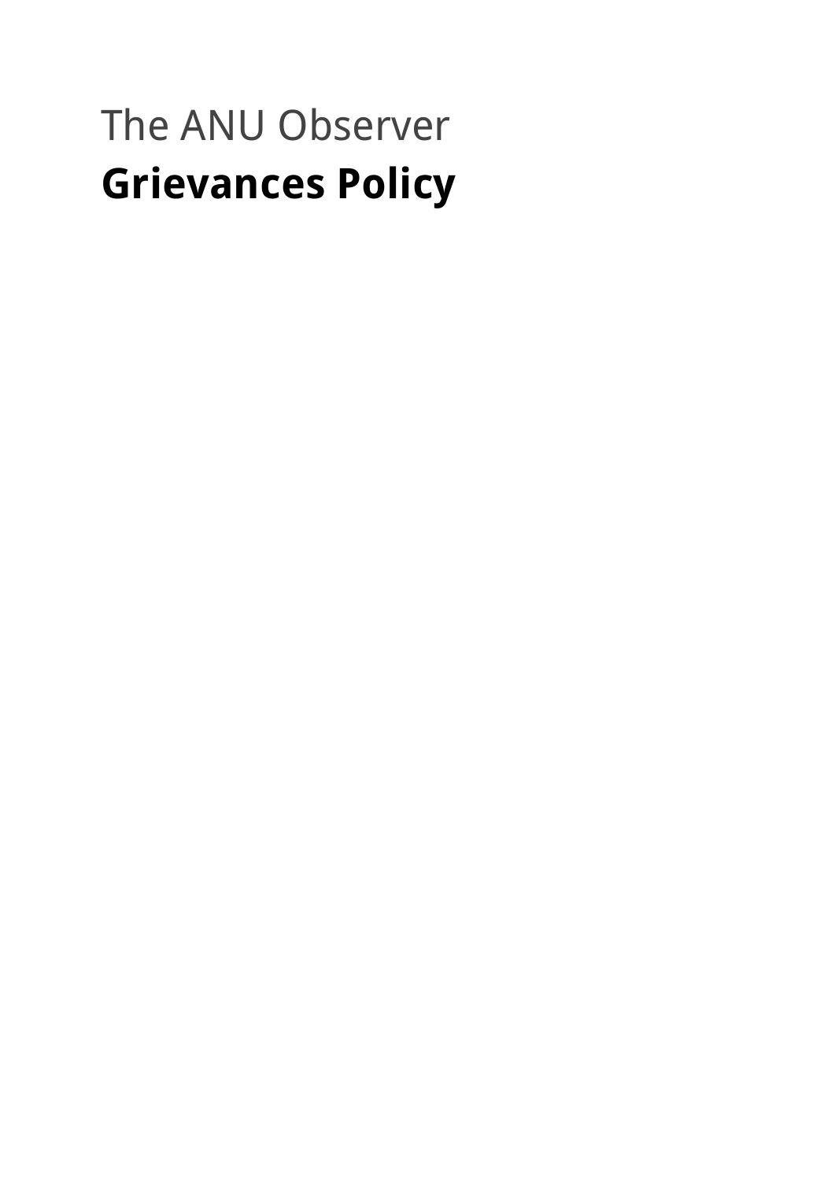The ANU Observer

# Grievances Policy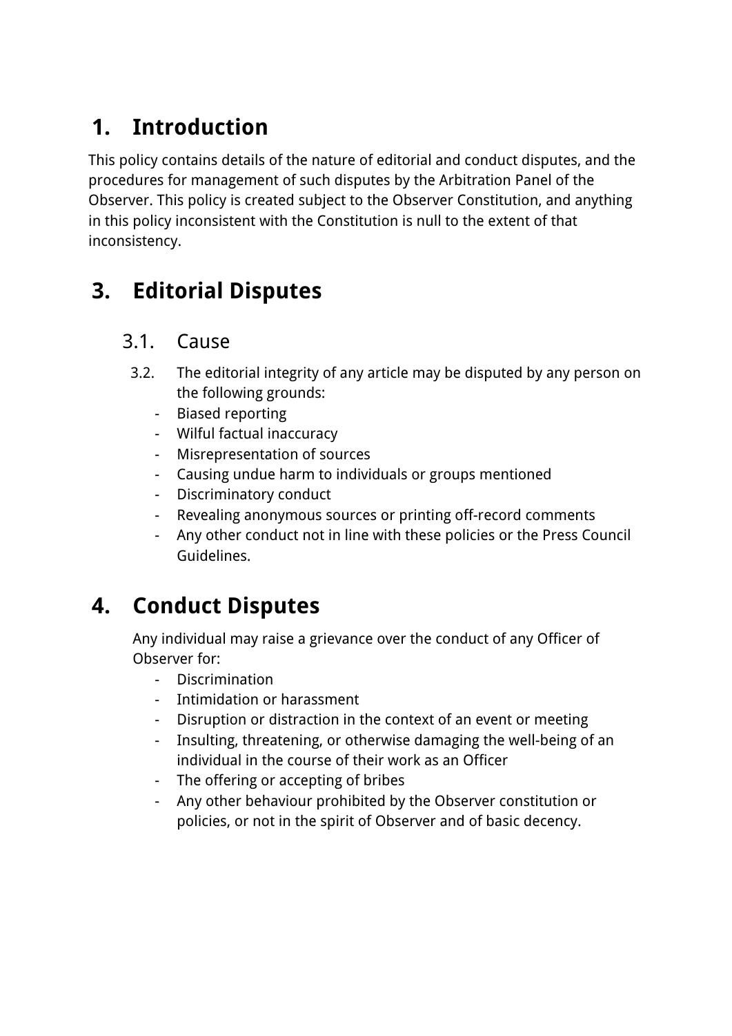# 1. Introduction

This policy contains details of the nature of editorial and conduct disputes, and the procedures for management of such disputes by the Arbitration Panel of the Observer. This policy is created subject to the Observer Constitution, and anything in this policy inconsistent with the Constitution is null to the extent of that inconsistency.

# 3. Editorial Disputes

## 3.1. Cause

3.2. The editorial integrity of any article may be disputed by any person on the following grounds:

- Biased reporting
- Wilful factual inaccuracy
- Misrepresentation of sources
- Causing undue harm to individuals or groups mentioned
- Discriminatory conduct
- Revealing anonymous sources or printing off-record comments
- Any other conduct not in line with these policies or the Press Council Guidelines.

# 4. Conduct Disputes

Any individual may raise a grievance over the conduct of any Officer of Observer for:

- Discrimination
- Intimidation or harassment
- Disruption or distraction in the context of an event or meeting
- Insulting, threatening, or otherwise damaging the well-being of an individual in the course of their work as an Officer
- The offering or accepting of bribes
- Any other behaviour prohibited by the Observer constitution or policies, or not in the spirit of Observer and of basic decency.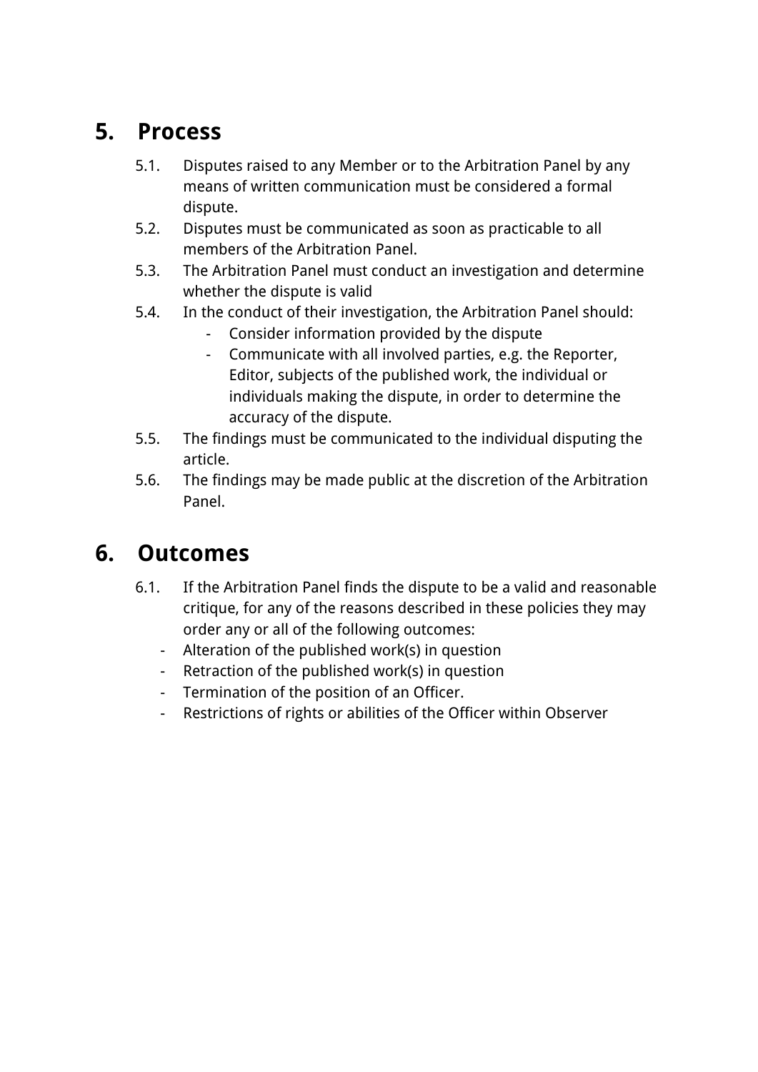## 5. Process

5.1. Disputes raised to any Member or to the Arbitration Panel by any means of written communication must be considered a formal dispute.

5.2. Disputes must be communicated as soon as practicable to all members of the Arbitration Panel.

5.3. The Arbitration Panel must conduct an investigation and determine whether the dispute is valid

5.4. In the conduct of their investigation, the Arbitration Panel should:

- Consider information provided by the dispute
- Communicate with all involved parties, e.g. the Reporter, Editor, subjects of the published work, the individual or individuals making the dispute, in order to determine the accuracy of the dispute.

5.5. The findings must be communicated to the individual disputing the article.

5.6. The findings may be made public at the discretion of the Arbitration Panel.

## 6. Outcomes

6.1. If the Arbitration Panel finds the dispute to be a valid and reasonable critique, for any of the reasons described in these policies they may order any or all of the following outcomes:

- Alteration of the published work(s) in question
- Retraction of the published work(s) in question
- Termination of the position of an Officer.
- Restrictions of rights or abilities of the Officer within Observer